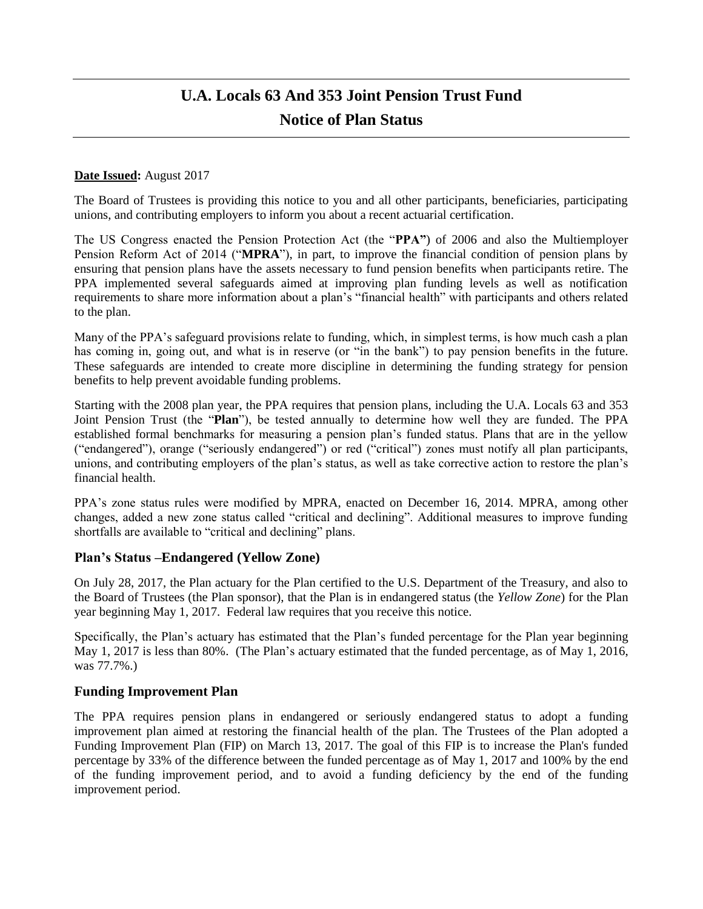# U.A. Locals 63 And 353 Joint Pension Trust Fund
# Notice of Plan Status

**Date Issued:** August 2017

The Board of Trustees is providing this notice to you and all other participants, beneficiaries, participating unions, and contributing employers to inform you about a recent actuarial certification.

The US Congress enacted the Pension Protection Act (the "**PPA"**) of 2006 and also the Multiemployer Pension Reform Act of 2014 ("**MPRA**"), in part, to improve the financial condition of pension plans by ensuring that pension plans have the assets necessary to fund pension benefits when participants retire. The PPA implemented several safeguards aimed at improving plan funding levels as well as notification requirements to share more information about a plan's "financial health" with participants and others related to the plan.

Many of the PPA's safeguard provisions relate to funding, which, in simplest terms, is how much cash a plan has coming in, going out, and what is in reserve (or "in the bank") to pay pension benefits in the future. These safeguards are intended to create more discipline in determining the funding strategy for pension benefits to help prevent avoidable funding problems.

Starting with the 2008 plan year, the PPA requires that pension plans, including the U.A. Locals 63 and 353 Joint Pension Trust (the "**Plan**"), be tested annually to determine how well they are funded. The PPA established formal benchmarks for measuring a pension plan's funded status. Plans that are in the yellow ("endangered"), orange ("seriously endangered") or red ("critical") zones must notify all plan participants, unions, and contributing employers of the plan's status, as well as take corrective action to restore the plan's financial health.

PPA's zone status rules were modified by MPRA, enacted on December 16, 2014. MPRA, among other changes, added a new zone status called "critical and declining". Additional measures to improve funding shortfalls are available to "critical and declining" plans.

### Plan's Status –Endangered (Yellow Zone)

On July 28, 2017, the Plan actuary for the Plan certified to the U.S. Department of the Treasury, and also to the Board of Trustees (the Plan sponsor), that the Plan is in endangered status (the *Yellow Zone*) for the Plan year beginning May 1, 2017. Federal law requires that you receive this notice.

Specifically, the Plan's actuary has estimated that the Plan's funded percentage for the Plan year beginning May 1, 2017 is less than 80%. (The Plan's actuary estimated that the funded percentage, as of May 1, 2016, was 77.7%.)

### Funding Improvement Plan

The PPA requires pension plans in endangered or seriously endangered status to adopt a funding improvement plan aimed at restoring the financial health of the plan. The Trustees of the Plan adopted a Funding Improvement Plan (FIP) on March 13, 2017. The goal of this FIP is to increase the Plan's funded percentage by 33% of the difference between the funded percentage as of May 1, 2017 and 100% by the end of the funding improvement period, and to avoid a funding deficiency by the end of the funding improvement period.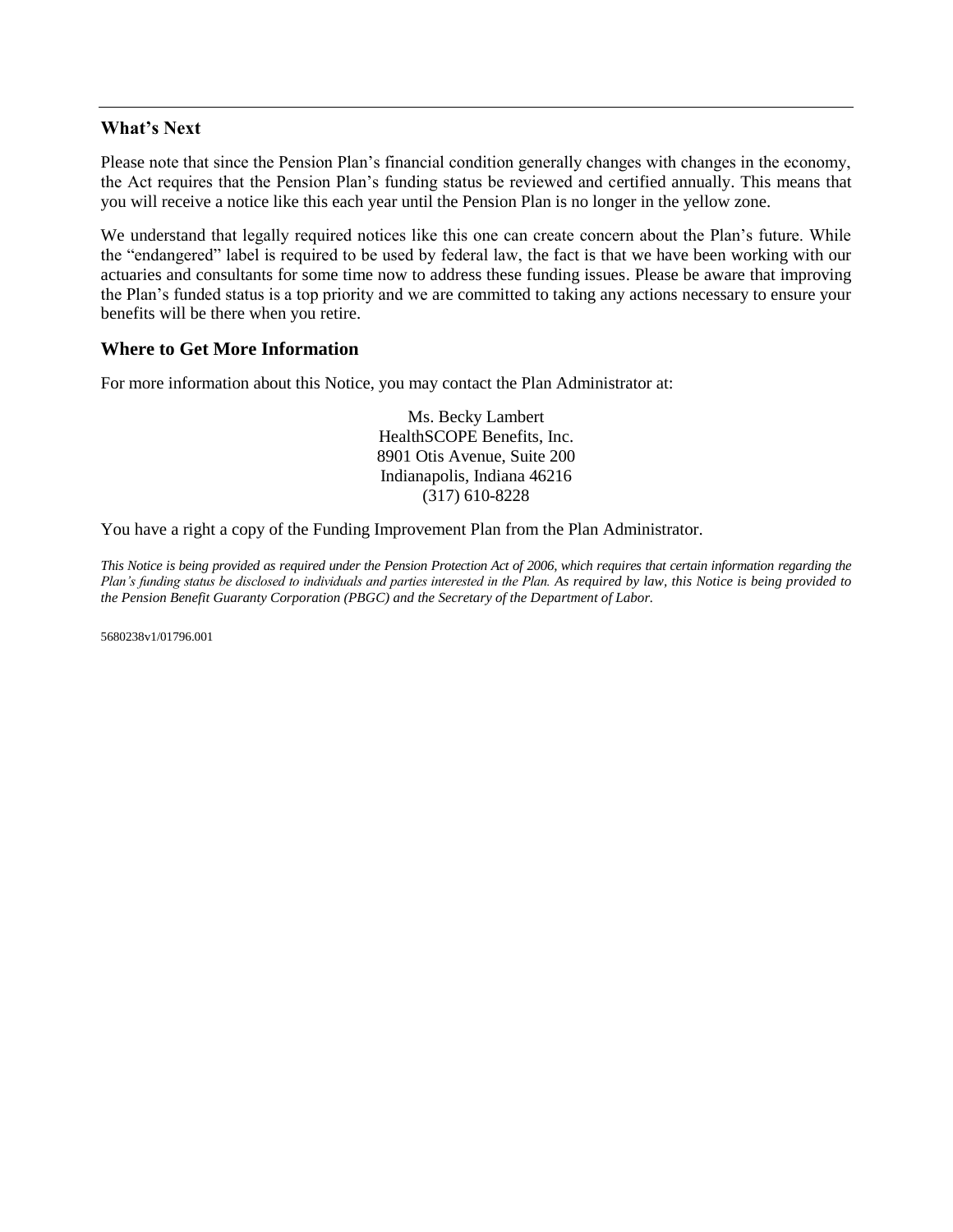## What's Next

Please note that since the Pension Plan's financial condition generally changes with changes in the economy, the Act requires that the Pension Plan's funding status be reviewed and certified annually. This means that you will receive a notice like this each year until the Pension Plan is no longer in the yellow zone.

We understand that legally required notices like this one can create concern about the Plan's future. While the "endangered" label is required to be used by federal law, the fact is that we have been working with our actuaries and consultants for some time now to address these funding issues. Please be aware that improving the Plan's funded status is a top priority and we are committed to taking any actions necessary to ensure your benefits will be there when you retire.

## Where to Get More Information

For more information about this Notice, you may contact the Plan Administrator at:

Ms. Becky Lambert
HealthSCOPE Benefits, Inc.
8901 Otis Avenue, Suite 200
Indianapolis, Indiana 46216
(317) 610-8228

You have a right a copy of the Funding Improvement Plan from the Plan Administrator.

*This Notice is being provided as required under the Pension Protection Act of 2006, which requires that certain information regarding the Plan's funding status be disclosed to individuals and parties interested in the Plan. As required by law, this Notice is being provided to the Pension Benefit Guaranty Corporation (PBGC) and the Secretary of the Department of Labor.*

5680238v1/01796.001